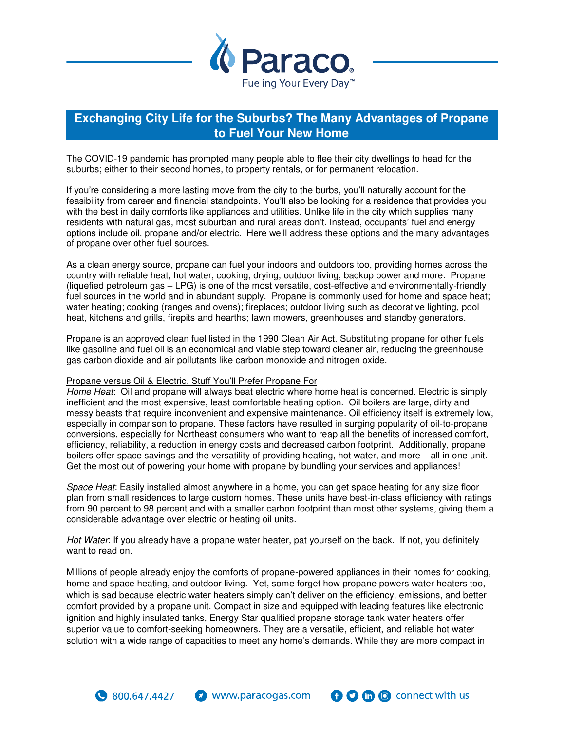# Exchanging City Life for the Suburbs? The Many Advantages of Propane to Fuel Your New Home

The COVID-19 pandemic has prompted many people able to flee their city dwellings to head for the suburbs; either to their second homes, to property rentals, or for permanent relocation.

If you're considering a more lasting move from the city to the burbs, you'll naturally account for the feasibility from career and financial standpoints. You'll also be looking for a residence that provides you with the best in daily comforts like appliances and utilities. Unlike life in the city which supplies many residents with natural gas, most suburban and rural areas don't. Instead, occupants' fuel and energy options include oil, propane and/or electric. Here we'll address these options and the many advantages of propane over other fuel sources.

As a clean energy source, propane can fuel your indoors and outdoors too, providing homes across the country with reliable heat, hot water, cooking, drying, outdoor living, backup power and more. Propane (liquefied petroleum gas – LPG) is one of the most versatile, cost-effective and environmentally-friendly fuel sources in the world and in abundant supply. Propane is commonly used for home and space heat; water heating; cooking (ranges and ovens); fireplaces; outdoor living such as decorative lighting, pool heat, kitchens and grills, firepits and hearths; lawn mowers, greenhouses and standby generators.

Propane is an approved clean fuel listed in the 1990 Clean Air Act. Substituting propane for other fuels like gasoline and fuel oil is an economical and viable step toward cleaner air, reducing the greenhouse gas carbon dioxide and air pollutants like carbon monoxide and nitrogen oxide.

Propane versus Oil & Electric. Stuff You'll Prefer Propane For

*Home Heat*: Oil and propane will always beat electric where home heat is concerned. Electric is simply inefficient and the most expensive, least comfortable heating option. Oil boilers are large, dirty and messy beasts that require inconvenient and expensive maintenance. Oil efficiency itself is extremely low, especially in comparison to propane. These factors have resulted in surging popularity of oil-to-propane conversions, especially for Northeast consumers who want to reap all the benefits of increased comfort, efficiency, reliability, a reduction in energy costs and decreased carbon footprint. Additionally, propane boilers offer space savings and the versatility of providing heating, hot water, and more – all in one unit. Get the most out of powering your home with propane by bundling your services and appliances!

*Space Heat*: Easily installed almost anywhere in a home, you can get space heating for any size floor plan from small residences to large custom homes. These units have best-in-class efficiency with ratings from 90 percent to 98 percent and with a smaller carbon footprint than most other systems, giving them a considerable advantage over electric or heating oil units.

*Hot Water*: If you already have a propane water heater, pat yourself on the back. If not, you definitely want to read on.

Millions of people already enjoy the comforts of propane-powered appliances in their homes for cooking, home and space heating, and outdoor living. Yet, some forget how propane powers water heaters too, which is sad because electric water heaters simply can't deliver on the efficiency, emissions, and better comfort provided by a propane unit. Compact in size and equipped with leading features like electronic ignition and highly insulated tanks, Energy Star qualified propane storage tank water heaters offer superior value to comfort-seeking homeowners. They are a versatile, efficient, and reliable hot water solution with a wide range of capacities to meet any home's demands. While they are more compact in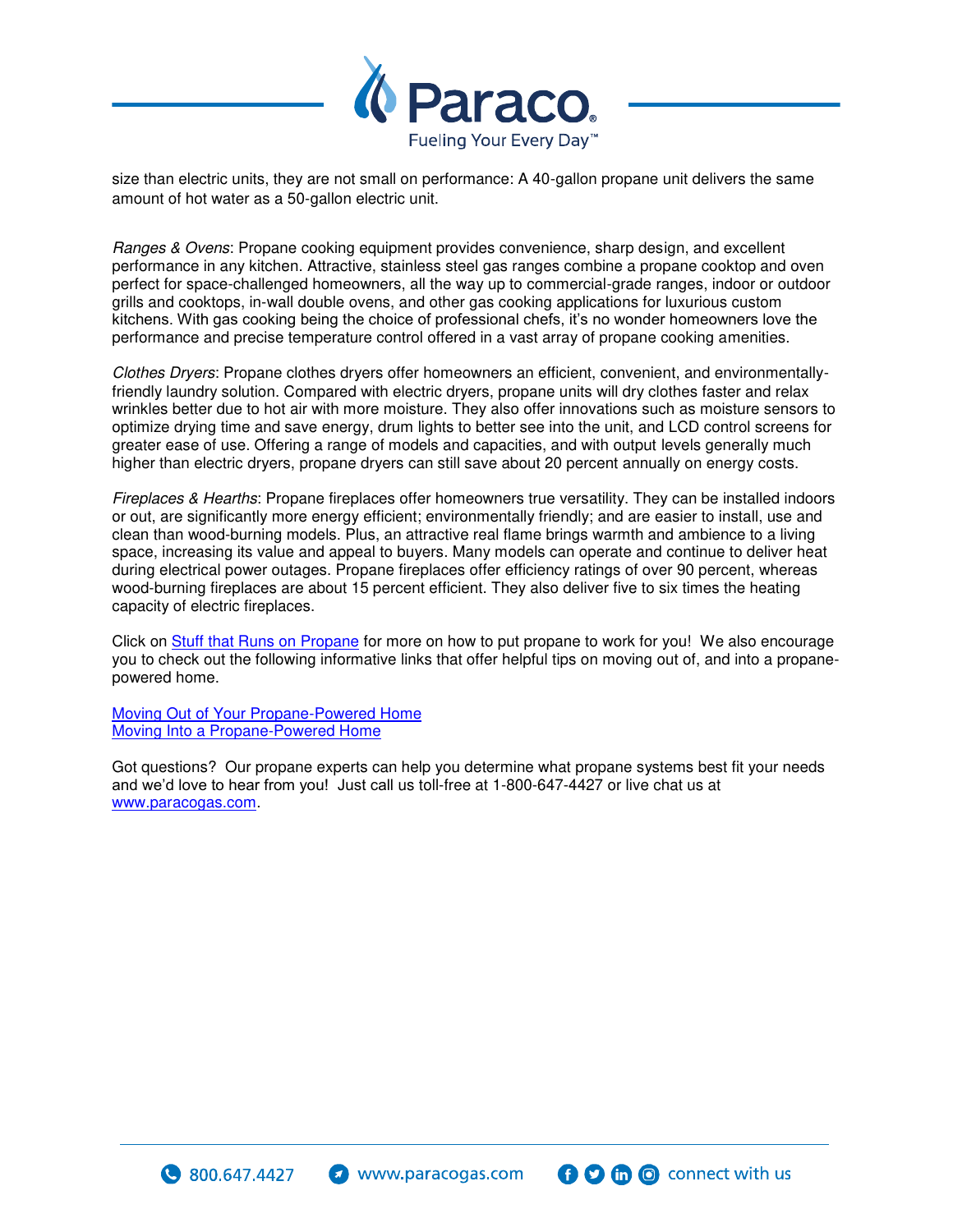size than electric units, they are not small on performance: A 40-gallon propane unit delivers the same amount of hot water as a 50-gallon electric unit.

*Ranges & Ovens*: Propane cooking equipment provides convenience, sharp design, and excellent performance in any kitchen. Attractive, stainless steel gas ranges combine a propane cooktop and oven perfect for space-challenged homeowners, all the way up to commercial-grade ranges, indoor or outdoor grills and cooktops, in-wall double ovens, and other gas cooking applications for luxurious custom kitchens. With gas cooking being the choice of professional chefs, it's no wonder homeowners love the performance and precise temperature control offered in a vast array of propane cooking amenities.

*Clothes Dryers*: Propane clothes dryers offer homeowners an efficient, convenient, and environmentally-friendly laundry solution. Compared with electric dryers, propane units will dry clothes faster and relax wrinkles better due to hot air with more moisture. They also offer innovations such as moisture sensors to optimize drying time and save energy, drum lights to better see into the unit, and LCD control screens for greater ease of use. Offering a range of models and capacities, and with output levels generally much higher than electric dryers, propane dryers can still save about 20 percent annually on energy costs.

*Fireplaces & Hearths*: Propane fireplaces offer homeowners true versatility. They can be installed indoors or out, are significantly more energy efficient; environmentally friendly; and are easier to install, use and clean than wood-burning models. Plus, an attractive real flame brings warmth and ambience to a living space, increasing its value and appeal to buyers. Many models can operate and continue to deliver heat during electrical power outages. Propane fireplaces offer efficiency ratings of over 90 percent, whereas wood-burning fireplaces are about 15 percent efficient. They also deliver five to six times the heating capacity of electric fireplaces.

Click on Stuff that Runs on Propane for more on how to put propane to work for you! We also encourage you to check out the following informative links that offer helpful tips on moving out of, and into a propane-powered home.

Moving Out of Your Propane-Powered Home
Moving Into a Propane-Powered Home

Got questions? Our propane experts can help you determine what propane systems best fit your needs and we'd love to hear from you! Just call us toll-free at 1-800-647-4427 or live chat us at www.paracogas.com.